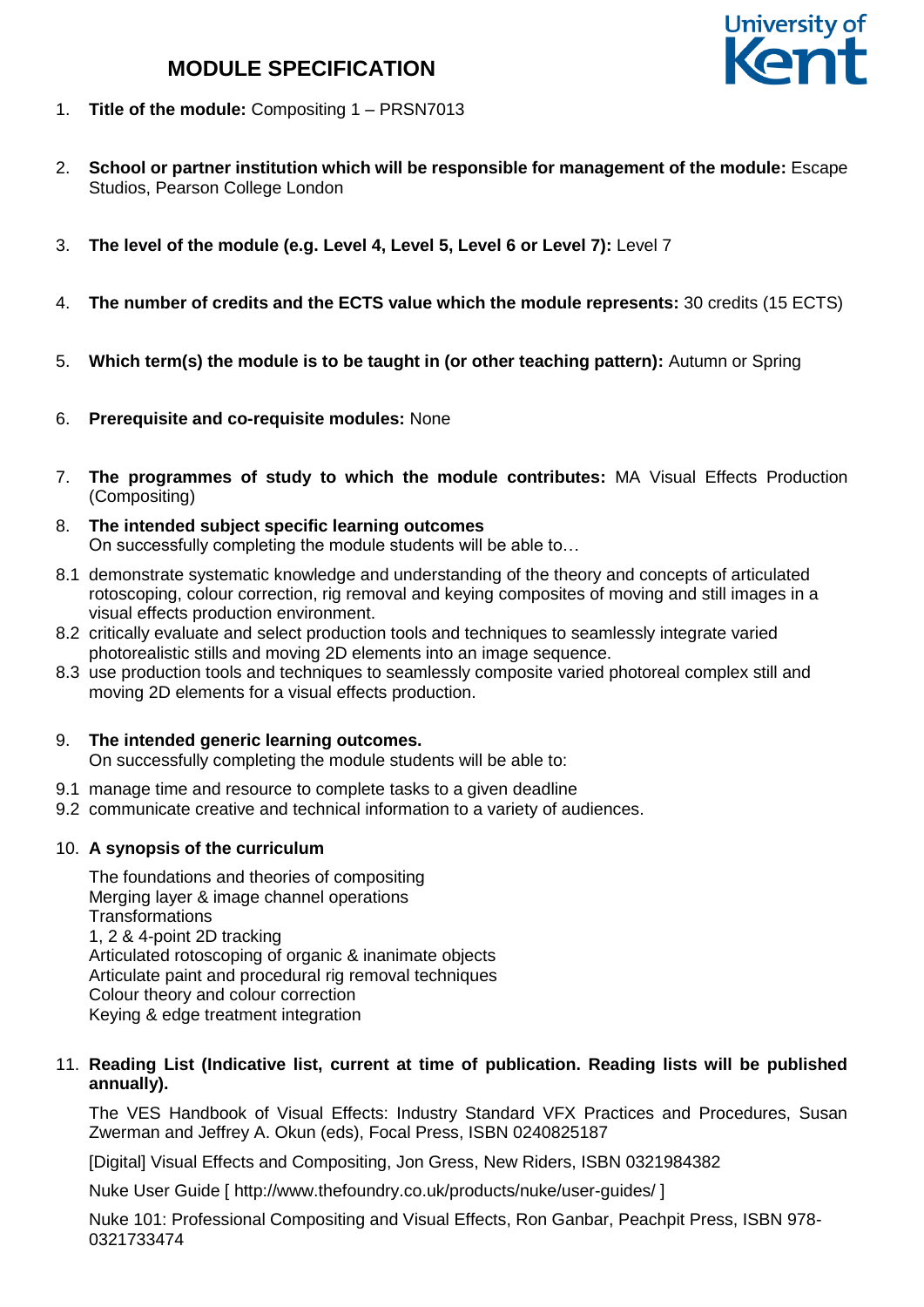# MODULE SPECIFICATION

1. **Title of the module:** Compositing 1 – PRSN7013

2. **School or partner institution which will be responsible for management of the module:** Escape Studios, Pearson College London

3. **The level of the module (e.g. Level 4, Level 5, Level 6 or Level 7):** Level 7

4. **The number of credits and the ECTS value which the module represents:** 30 credits (15 ECTS)

5. **Which term(s) the module is to be taught in (or other teaching pattern):** Autumn or Spring

6. **Prerequisite and co-requisite modules:** None

7. **The programmes of study to which the module contributes:** MA Visual Effects Production (Compositing)

8. **The intended subject specific learning outcomes**
   On successfully completing the module students will be able to…

8.1 demonstrate systematic knowledge and understanding of the theory and concepts of articulated rotoscoping, colour correction, rig removal and keying composites of moving and still images in a visual effects production environment.
8.2 critically evaluate and select production tools and techniques to seamlessly integrate varied photorealistic stills and moving 2D elements into an image sequence.
8.3 use production tools and techniques to seamlessly composite varied photoreal complex still and moving 2D elements for a visual effects production.

9. **The intended generic learning outcomes.**
   On successfully completing the module students will be able to:

9.1 manage time and resource to complete tasks to a given deadline
9.2 communicate creative and technical information to a variety of audiences.

10. **A synopsis of the curriculum**

    The foundations and theories of compositing
    Merging layer & image channel operations
    Transformations
    1, 2 & 4-point 2D tracking
    Articulated rotoscoping of organic & inanimate objects
    Articulate paint and procedural rig removal techniques
    Colour theory and colour correction
    Keying & edge treatment integration

11. **Reading List (Indicative list, current at time of publication. Reading lists will be published annually).**

    The VES Handbook of Visual Effects: Industry Standard VFX Practices and Procedures, Susan Zwerman and Jeffrey A. Okun (eds), Focal Press, ISBN 0240825187

    [Digital] Visual Effects and Compositing, Jon Gress, New Riders, ISBN 0321984382

    Nuke User Guide [ http://www.thefoundry.co.uk/products/nuke/user-guides/ ]

    Nuke 101: Professional Compositing and Visual Effects, Ron Ganbar, Peachpit Press, ISBN 978-0321733474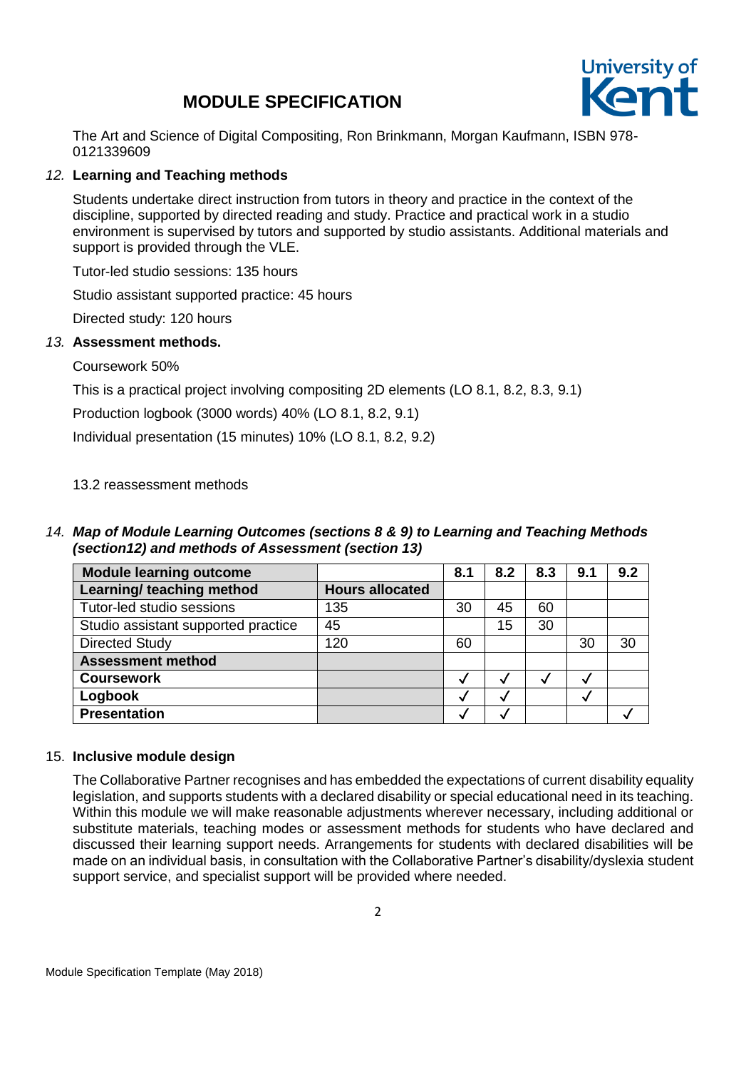The Art and Science of Digital Compositing, Ron Brinkmann, Morgan Kaufmann, ISBN 978-0121339609

## 12. Learning and Teaching methods

Students undertake direct instruction from tutors in theory and practice in the context of the discipline, supported by directed reading and study. Practice and practical work in a studio environment is supervised by tutors and supported by studio assistants. Additional materials and support is provided through the VLE.

Tutor-led studio sessions: 135 hours

Studio assistant supported practice: 45 hours

Directed study: 120 hours

## 13. Assessment methods.

Coursework 50%

This is a practical project involving compositing 2D elements (LO 8.1, 8.2, 8.3, 9.1)

Production logbook (3000 words) 40% (LO 8.1, 8.2, 9.1)

Individual presentation (15 minutes) 10% (LO 8.1, 8.2, 9.2)

13.2 reassessment methods

## 14. *Map of Module Learning Outcomes (sections 8 & 9) to Learning and Teaching Methods (section12) and methods of Assessment (section 13)*

| **Module learning outcome** | | **8.1** | **8.2** | **8.3** | **9.1** | **9.2** |
|---|---|---|---|---|---|---|
| **Learning/ teaching method** | **Hours allocated** | | | | | |
| Tutor-led studio sessions | 135 | 30 | 45 | 60 | | |
| Studio assistant supported practice | 45 | | 15 | 30 | | |
| Directed Study | 120 | 60 | | | 30 | 30 |
| **Assessment method** | | | | | | |
| **Coursework** | | ✓ | ✓ | ✓ | ✓ | |
| **Logbook** | | ✓ | ✓ | | ✓ | |
| **Presentation** | | ✓ | ✓ | | | ✓ |

## 15. Inclusive module design

The Collaborative Partner recognises and has embedded the expectations of current disability equality legislation, and supports students with a declared disability or special educational need in its teaching. Within this module we will make reasonable adjustments wherever necessary, including additional or substitute materials, teaching modes or assessment methods for students who have declared and discussed their learning support needs. Arrangements for students with declared disabilities will be made on an individual basis, in consultation with the Collaborative Partner's disability/dyslexia student support service, and specialist support will be provided where needed.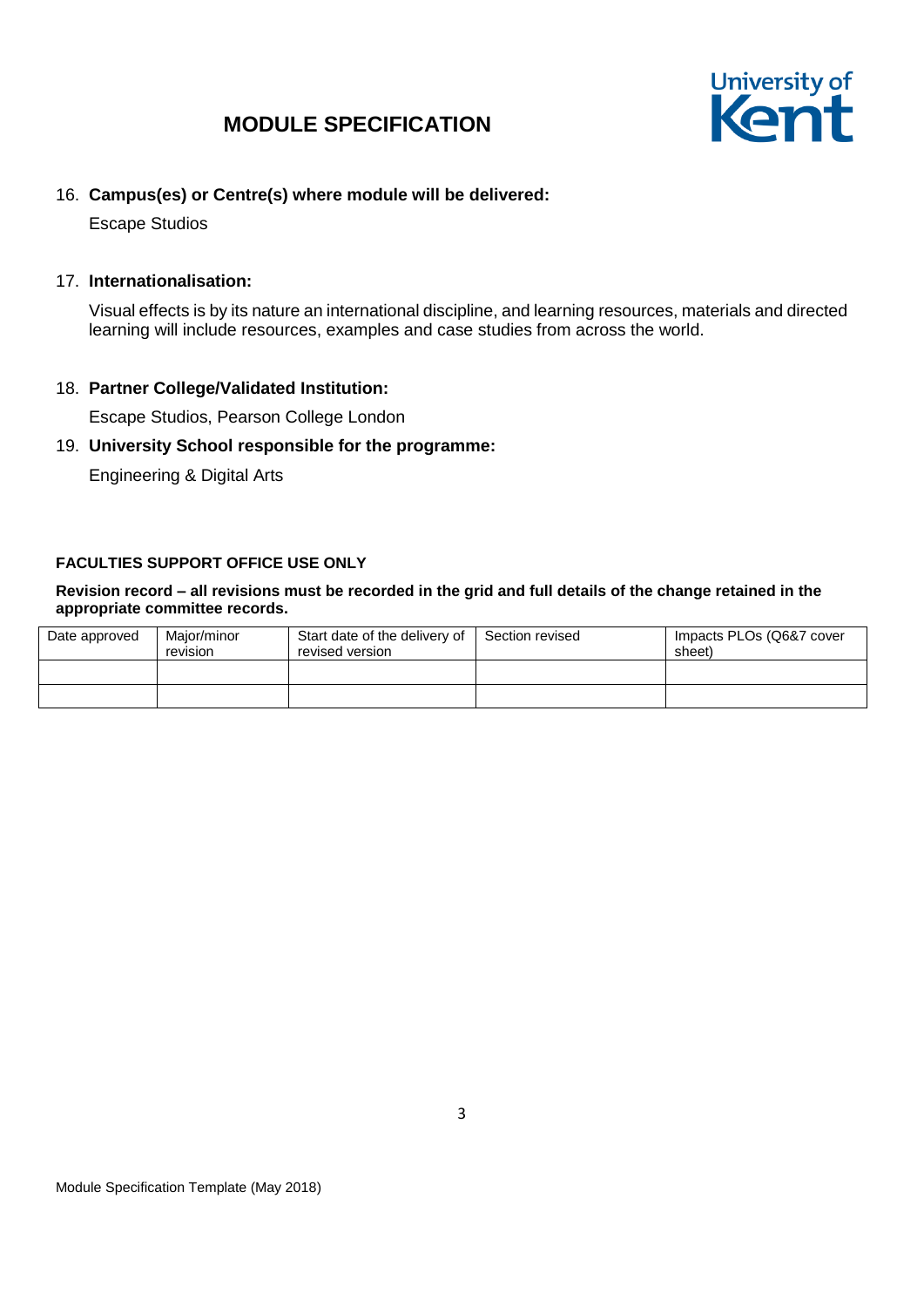# MODULE SPECIFICATION

16. **Campus(es) or Centre(s) where module will be delivered:**

    Escape Studios

17. **Internationalisation:**

    Visual effects is by its nature an international discipline, and learning resources, materials and directed learning will include resources, examples and case studies from across the world.

18. **Partner College/Validated Institution:**

    Escape Studios, Pearson College London

19. **University School responsible for the programme:**

    Engineering & Digital Arts

**FACULTIES SUPPORT OFFICE USE ONLY**

**Revision record – all revisions must be recorded in the grid and full details of the change retained in the appropriate committee records.**

| Date approved | Major/minor revision | Start date of the delivery of revised version | Section revised | Impacts PLOs (Q6&7 cover sheet) |
|---|---|---|---|---|
| | | | | |
| | | | | |

Module Specification Template (May 2018)